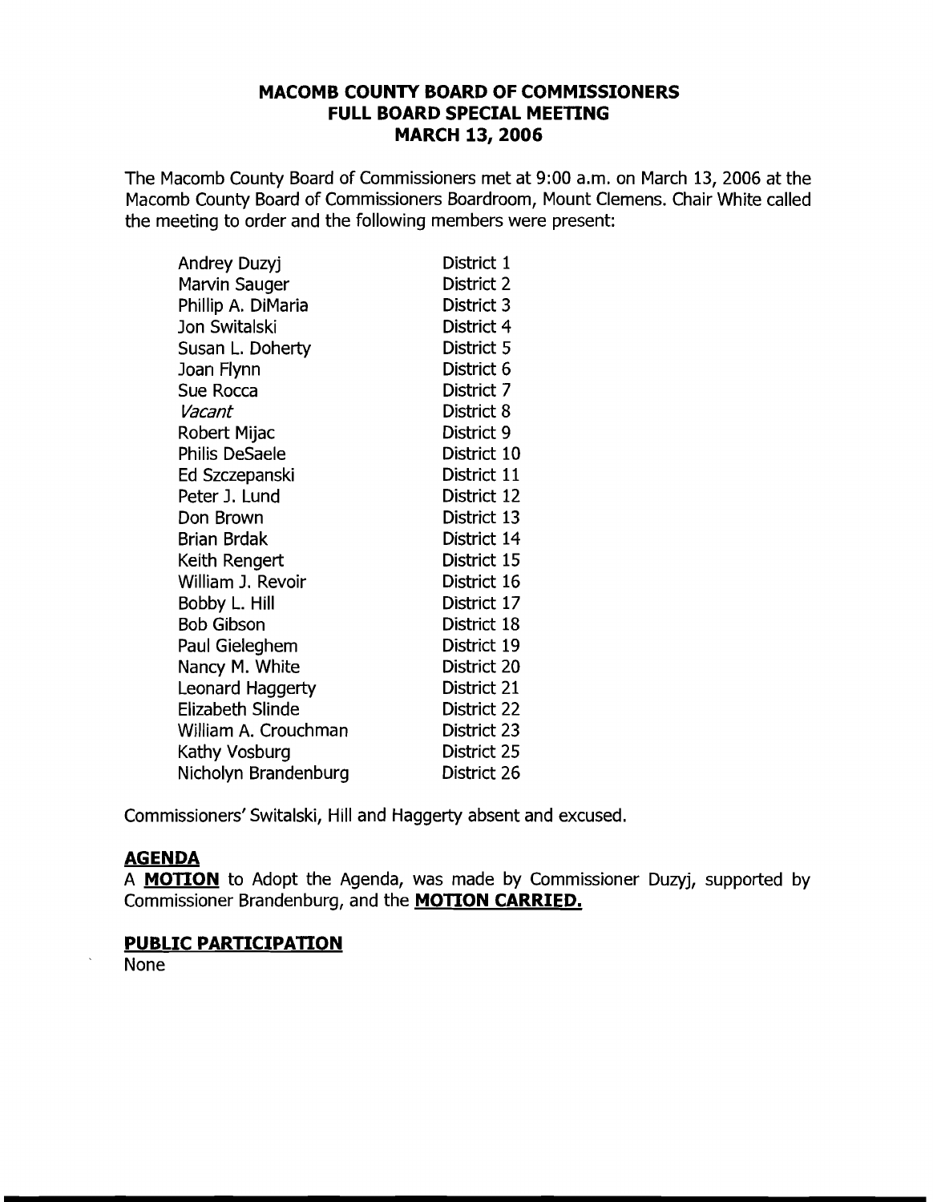# MACOMB COUNTY BOARD OF COMMISSIONERS
## FULL BOARD SPECIAL MEETING
## MARCH 13, 2006

The Macomb County Board of Commissioners met at 9:00 a.m. on March 13, 2006 at the Macomb County Board of Commissioners Boardroom, Mount Clemens. Chair White called the meeting to order and the following members were present:

| | |
|---|---|
| Andrey Duzyj | District 1 |
| Marvin Sauger | District 2 |
| Phillip A. DiMaria | District 3 |
| Jon Switalski | District 4 |
| Susan L. Doherty | District 5 |
| Joan Flynn | District 6 |
| Sue Rocca | District 7 |
| *Vacant* | District 8 |
| Robert Mijac | District 9 |
| Philis DeSaele | District 10 |
| Ed Szczepanski | District 11 |
| Peter J. Lund | District 12 |
| Don Brown | District 13 |
| Brian Brdak | District 14 |
| Keith Rengert | District 15 |
| William J. Revoir | District 16 |
| Bobby L. Hill | District 17 |
| Bob Gibson | District 18 |
| Paul Gieleghem | District 19 |
| Nancy M. White | District 20 |
| Leonard Haggerty | District 21 |
| Elizabeth Slinde | District 22 |
| William A. Crouchman | District 23 |
| Kathy Vosburg | District 25 |
| Nicholyn Brandenburg | District 26 |

Commissioners' Switalski, Hill and Haggerty absent and excused.

### AGENDA

A **MOTION** to Adopt the Agenda, was made by Commissioner Duzyj, supported by Commissioner Brandenburg, and the **MOTION CARRIED.**

### PUBLIC PARTICIPATION

None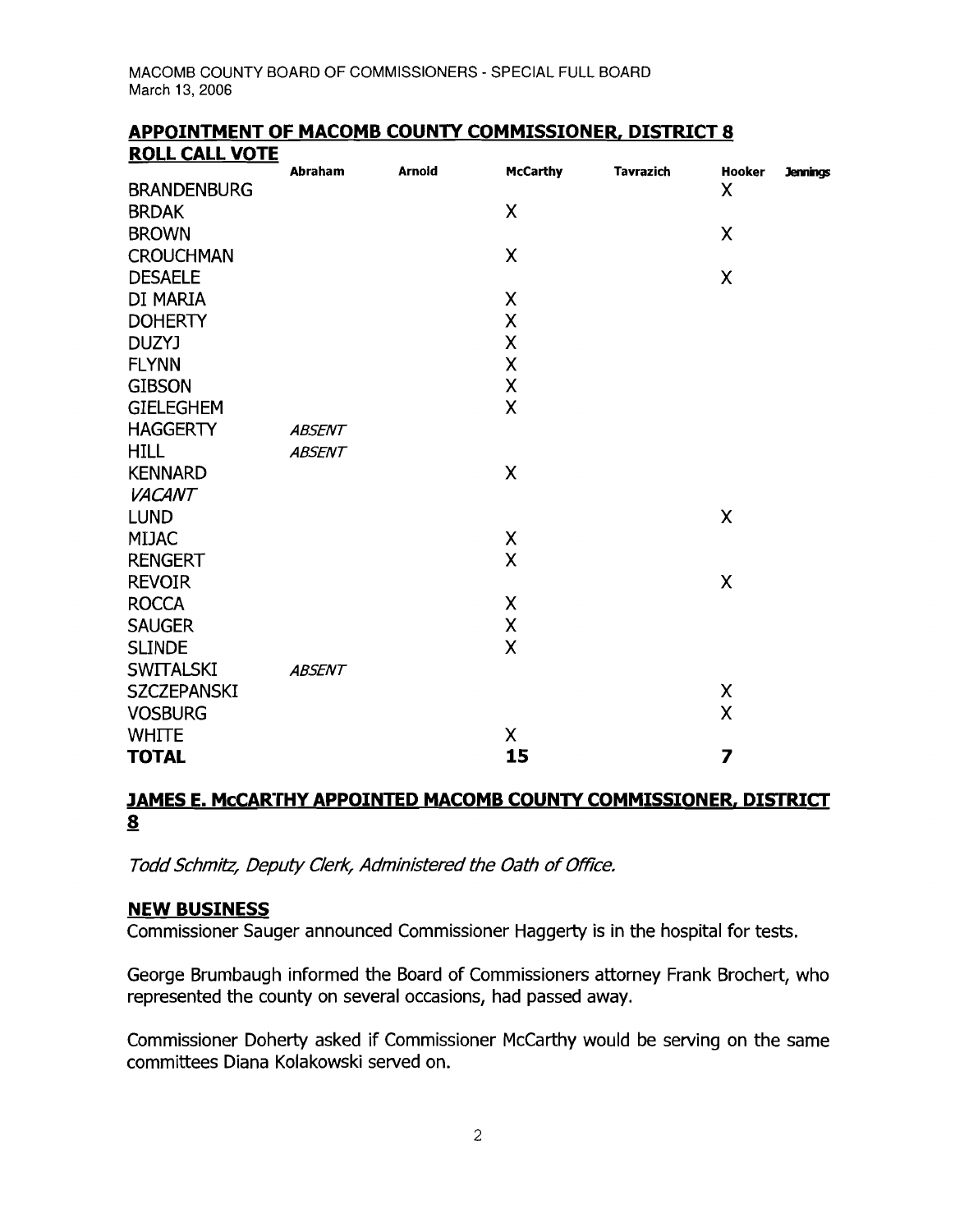MACOMB COUNTY BOARD OF COMMISSIONERS - SPECIAL FULL BOARD
March 13, 2006

## APPOINTMENT OF MACOMB COUNTY COMMISSIONER, DISTRICT 8

**ROLL CALL VOTE**

| | Abraham | Arnold | McCarthy | Tavrazich | Hooker | Jennings |
|---|---|---|---|---|---|---|
| BRANDENBURG | | | | | X | |
| BRDAK | | | X | | | |
| BROWN | | | | | X | |
| CROUCHMAN | | | X | | | |
| DESAELE | | | | | X | |
| DI MARIA | | | X | | | |
| DOHERTY | | | X | | | |
| DUZYJ | | | X | | | |
| FLYNN | | | X | | | |
| GIBSON | | | X | | | |
| GIELEGHEM | | | X | | | |
| HAGGERTY | *ABSENT* | | | | | |
| HILL | *ABSENT* | | | | | |
| KENNARD | | | X | | | |
| *VACANT* | | | | | | |
| LUND | | | | | X | |
| MIJAC | | | X | | | |
| RENGERT | | | X | | | |
| REVOIR | | | | | X | |
| ROCCA | | | X | | | |
| SAUGER | | | X | | | |
| SLINDE | | | X | | | |
| SWITALSKI | *ABSENT* | | | | | |
| SZCZEPANSKI | | | | | X | |
| VOSBURG | | | | | X | |
| WHITE | | | X | | | |
| **TOTAL** | | | **15** | | **7** | |

## JAMES E. McCARTHY APPOINTED MACOMB COUNTY COMMISSIONER, DISTRICT 8

*Todd Schmitz, Deputy Clerk, Administered the Oath of Office.*

## NEW BUSINESS

Commissioner Sauger announced Commissioner Haggerty is in the hospital for tests.

George Brumbaugh informed the Board of Commissioners attorney Frank Brochert, who represented the county on several occasions, had passed away.

Commissioner Doherty asked if Commissioner McCarthy would be serving on the same committees Diana Kolakowski served on.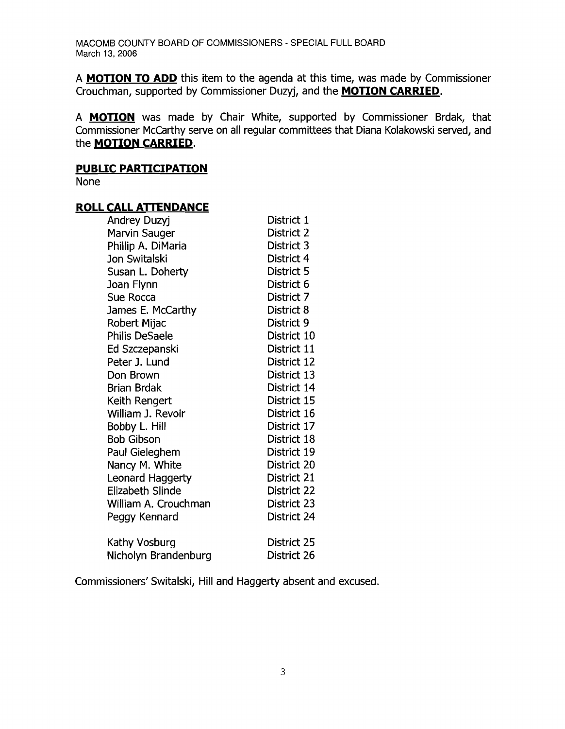A **MOTION TO ADD** this item to the agenda at this time, was made by Commissioner Crouchman, supported by Commissioner Duzyj, and the **MOTION CARRIED**.

A **MOTION** was made by Chair White, supported by Commissioner Brdak, that Commissioner McCarthy serve on all regular committees that Diana Kolakowski served, and the **MOTION CARRIED**.

**PUBLIC PARTICIPATION**

None

**ROLL CALL ATTENDANCE**

| | |
|---|---|
| Andrey Duzyj | District 1 |
| Marvin Sauger | District 2 |
| Phillip A. DiMaria | District 3 |
| Jon Switalski | District 4 |
| Susan L. Doherty | District 5 |
| Joan Flynn | District 6 |
| Sue Rocca | District 7 |
| James E. McCarthy | District 8 |
| Robert Mijac | District 9 |
| Philis DeSaele | District 10 |
| Ed Szczepanski | District 11 |
| Peter J. Lund | District 12 |
| Don Brown | District 13 |
| Brian Brdak | District 14 |
| Keith Rengert | District 15 |
| William J. Revoir | District 16 |
| Bobby L. Hill | District 17 |
| Bob Gibson | District 18 |
| Paul Gieleghem | District 19 |
| Nancy M. White | District 20 |
| Leonard Haggerty | District 21 |
| Elizabeth Slinde | District 22 |
| William A. Crouchman | District 23 |
| Peggy Kennard | District 24 |
| Kathy Vosburg | District 25 |
| Nicholyn Brandenburg | District 26 |

Commissioners' Switalski, Hill and Haggerty absent and excused.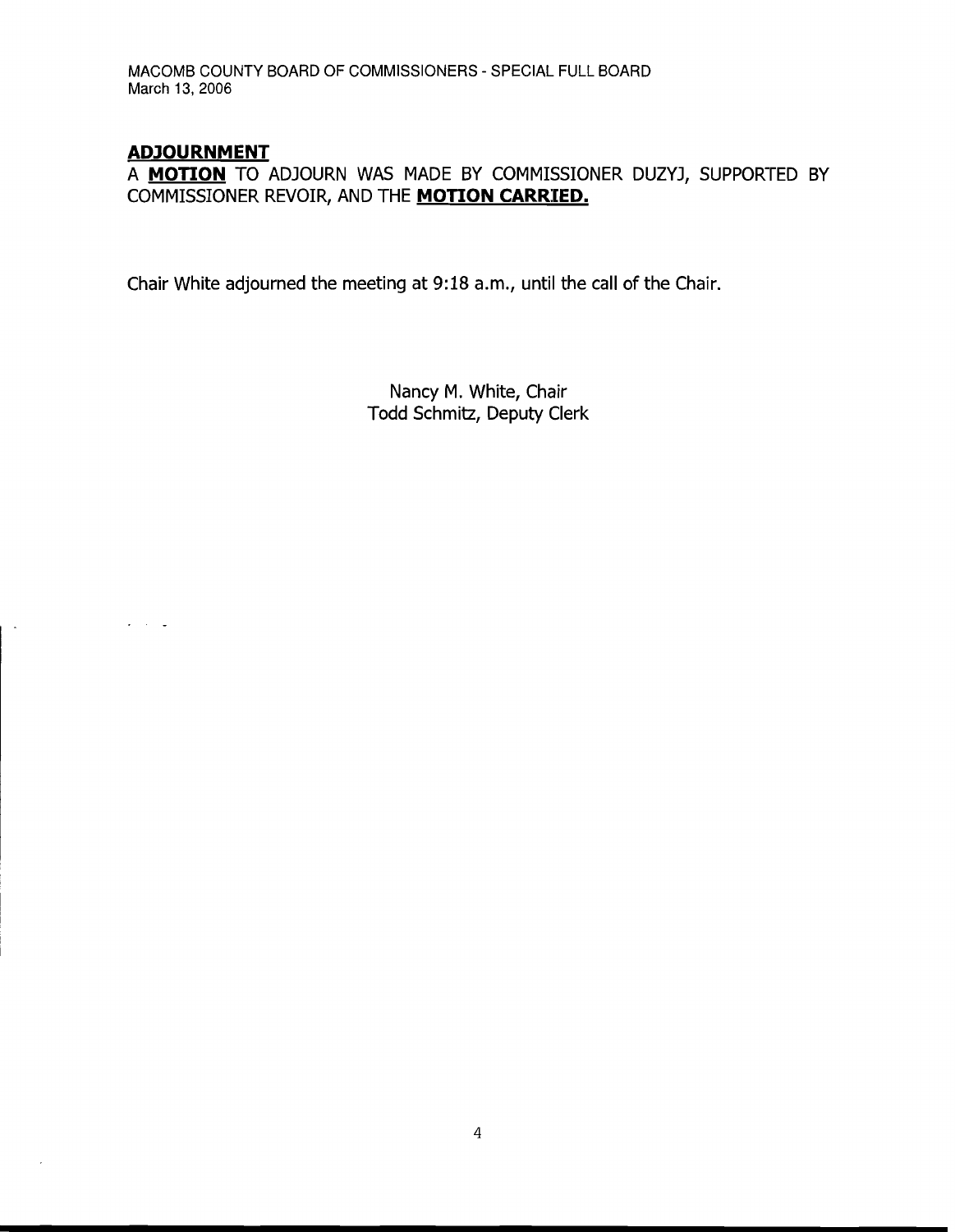## ADJOURNMENT

A **MOTION** TO ADJOURN WAS MADE BY COMMISSIONER DUZYJ, SUPPORTED BY COMMISSIONER REVOIR, AND THE **MOTION CARRIED.**

Chair White adjourned the meeting at 9:18 a.m., until the call of the Chair.

Nancy M. White, Chair
Todd Schmitz, Deputy Clerk